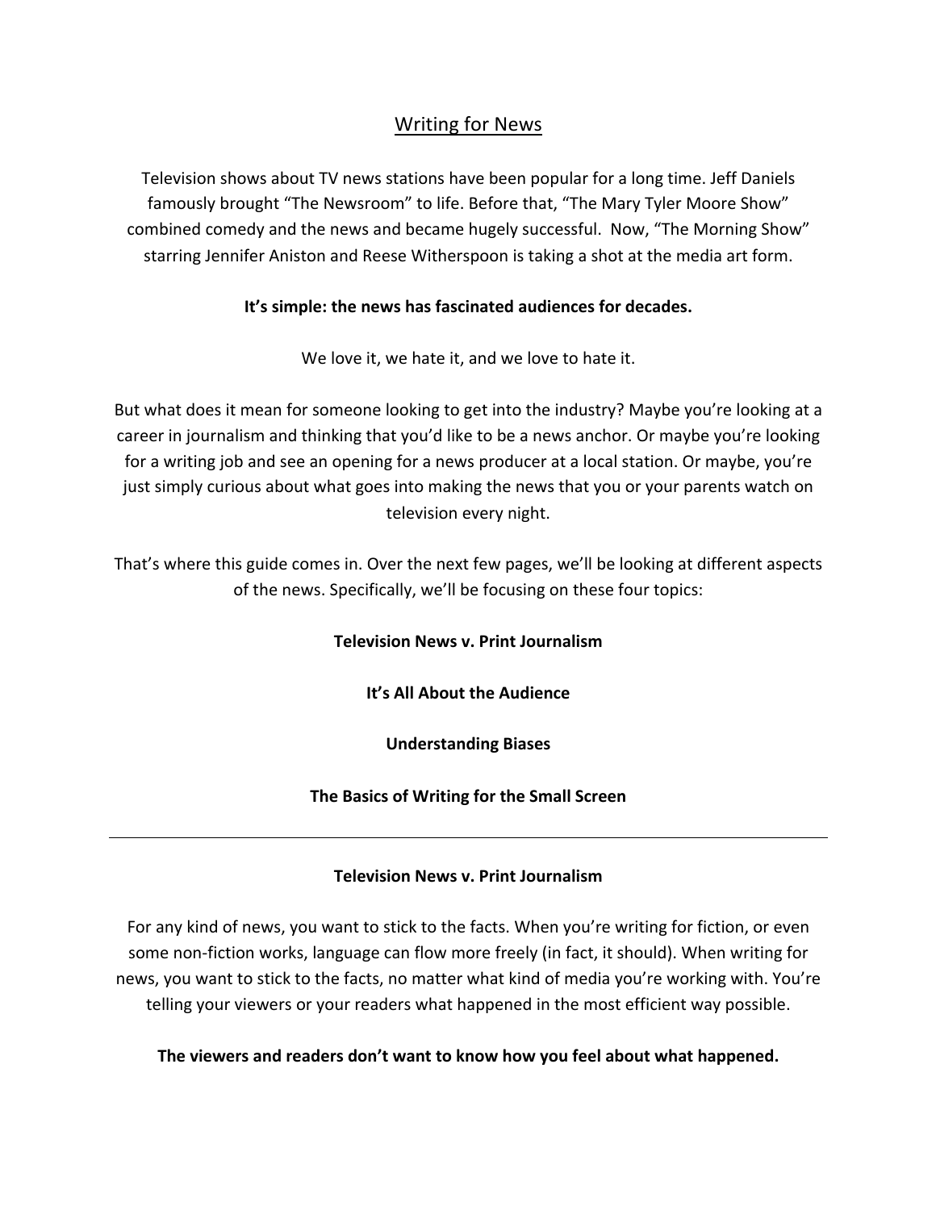# Writing for News

Television shows about TV news stations have been popular for a long time. Jeff Daniels famously brought "The Newsroom" to life. Before that, "The Mary Tyler Moore Show" combined comedy and the news and became hugely successful. Now, "The Morning Show" starring Jennifer Aniston and Reese Witherspoon is taking a shot at the media art form.

**It's simple: the news has fascinated audiences for decades.**

We love it, we hate it, and we love to hate it.

But what does it mean for someone looking to get into the industry? Maybe you're looking at a career in journalism and thinking that you'd like to be a news anchor. Or maybe you're looking for a writing job and see an opening for a news producer at a local station. Or maybe, you're just simply curious about what goes into making the news that you or your parents watch on television every night.

That's where this guide comes in. Over the next few pages, we'll be looking at different aspects of the news. Specifically, we'll be focusing on these four topics:

**Television News v. Print Journalism**

**It's All About the Audience**

**Understanding Biases**

**The Basics of Writing for the Small Screen**

---

## Television News v. Print Journalism

For any kind of news, you want to stick to the facts. When you're writing for fiction, or even some non-fiction works, language can flow more freely (in fact, it should). When writing for news, you want to stick to the facts, no matter what kind of media you're working with. You're telling your viewers or your readers what happened in the most efficient way possible.

**The viewers and readers don't want to know how you feel about what happened.**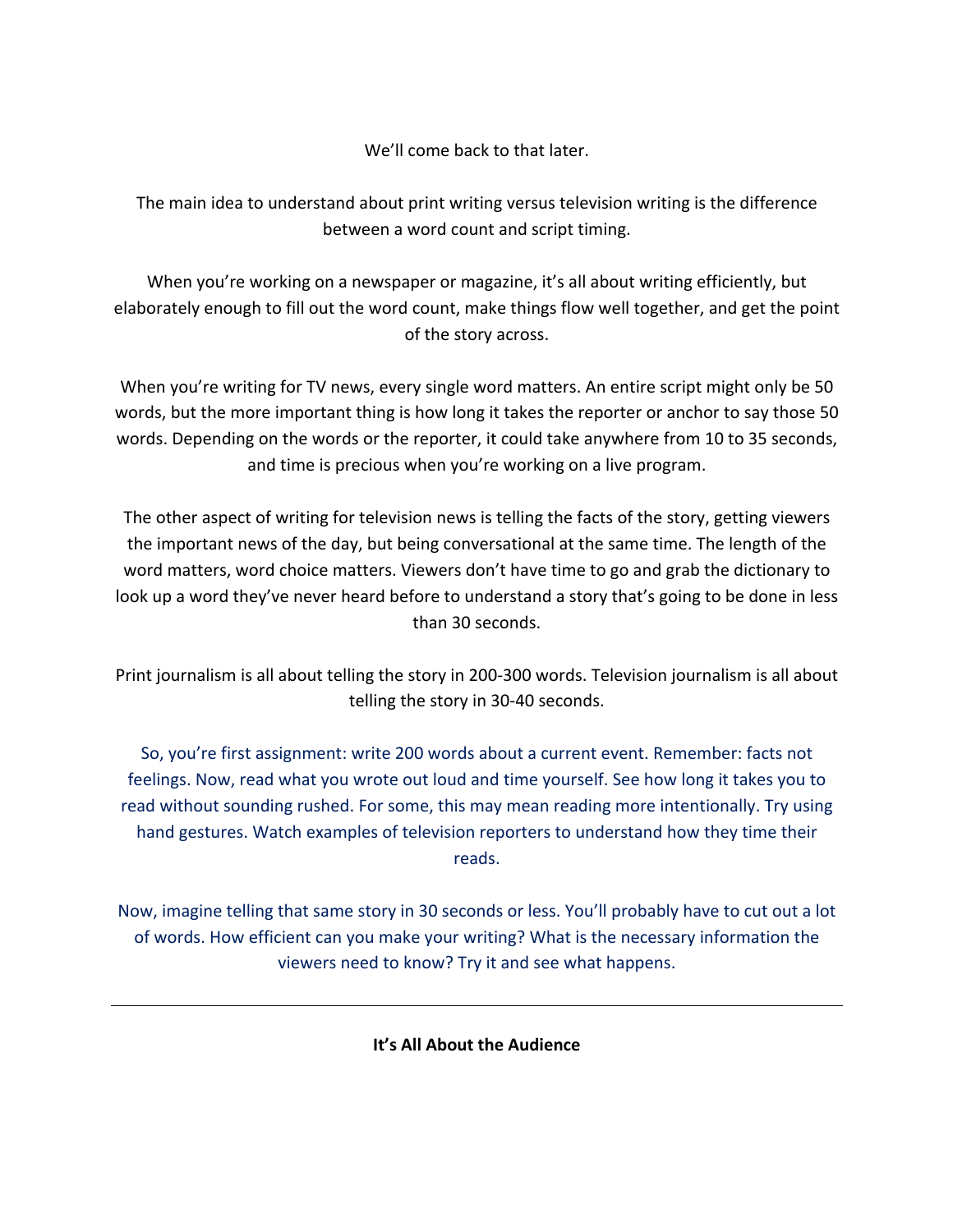We'll come back to that later.

The main idea to understand about print writing versus television writing is the difference between a word count and script timing.

When you're working on a newspaper or magazine, it's all about writing efficiently, but elaborately enough to fill out the word count, make things flow well together, and get the point of the story across.

When you're writing for TV news, every single word matters. An entire script might only be 50 words, but the more important thing is how long it takes the reporter or anchor to say those 50 words. Depending on the words or the reporter, it could take anywhere from 10 to 35 seconds, and time is precious when you're working on a live program.

The other aspect of writing for television news is telling the facts of the story, getting viewers the important news of the day, but being conversational at the same time. The length of the word matters, word choice matters. Viewers don't have time to go and grab the dictionary to look up a word they've never heard before to understand a story that's going to be done in less than 30 seconds.

Print journalism is all about telling the story in 200-300 words. Television journalism is all about telling the story in 30-40 seconds.

So, you're first assignment: write 200 words about a current event. Remember: facts not feelings. Now, read what you wrote out loud and time yourself. See how long it takes you to read without sounding rushed. For some, this may mean reading more intentionally. Try using hand gestures. Watch examples of television reporters to understand how they time their reads.

Now, imagine telling that same story in 30 seconds or less. You'll probably have to cut out a lot of words. How efficient can you make your writing? What is the necessary information the viewers need to know? Try it and see what happens.

---

**It's All About the Audience**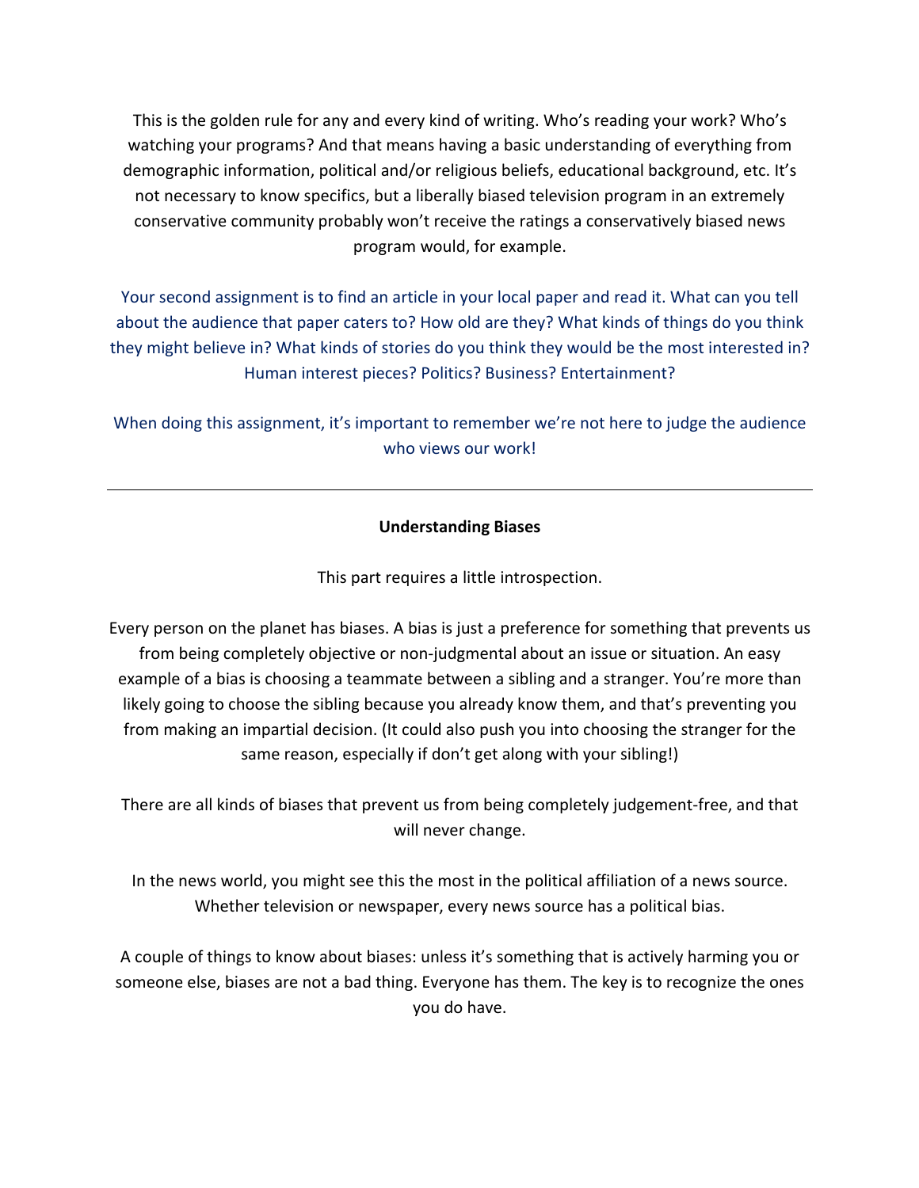This is the golden rule for any and every kind of writing. Who's reading your work? Who's watching your programs? And that means having a basic understanding of everything from demographic information, political and/or religious beliefs, educational background, etc. It's not necessary to know specifics, but a liberally biased television program in an extremely conservative community probably won't receive the ratings a conservatively biased news program would, for example.

Your second assignment is to find an article in your local paper and read it. What can you tell about the audience that paper caters to? How old are they? What kinds of things do you think they might believe in? What kinds of stories do you think they would be the most interested in? Human interest pieces? Politics? Business? Entertainment?

When doing this assignment, it's important to remember we're not here to judge the audience who views our work!

---

**Understanding Biases**

This part requires a little introspection.

Every person on the planet has biases. A bias is just a preference for something that prevents us from being completely objective or non-judgmental about an issue or situation. An easy example of a bias is choosing a teammate between a sibling and a stranger. You're more than likely going to choose the sibling because you already know them, and that's preventing you from making an impartial decision. (It could also push you into choosing the stranger for the same reason, especially if don't get along with your sibling!)

There are all kinds of biases that prevent us from being completely judgement-free, and that will never change.

In the news world, you might see this the most in the political affiliation of a news source. Whether television or newspaper, every news source has a political bias.

A couple of things to know about biases: unless it's something that is actively harming you or someone else, biases are not a bad thing. Everyone has them. The key is to recognize the ones you do have.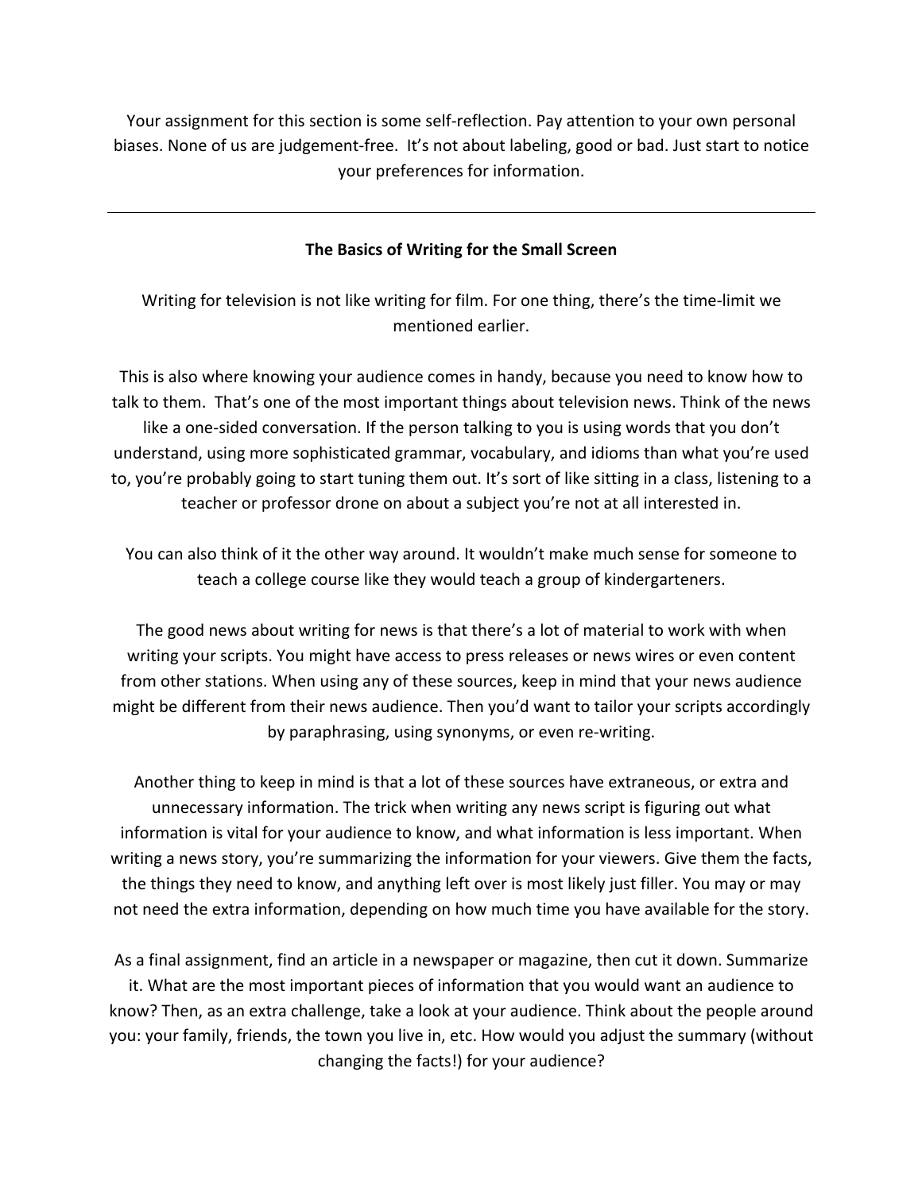Your assignment for this section is some self-reflection. Pay attention to your own personal biases. None of us are judgement-free. It's not about labeling, good or bad. Just start to notice your preferences for information.

---

**The Basics of Writing for the Small Screen**

Writing for television is not like writing for film. For one thing, there's the time-limit we mentioned earlier.

This is also where knowing your audience comes in handy, because you need to know how to talk to them. That's one of the most important things about television news. Think of the news like a one-sided conversation. If the person talking to you is using words that you don't understand, using more sophisticated grammar, vocabulary, and idioms than what you're used to, you're probably going to start tuning them out. It's sort of like sitting in a class, listening to a teacher or professor drone on about a subject you're not at all interested in.

You can also think of it the other way around. It wouldn't make much sense for someone to teach a college course like they would teach a group of kindergarteners.

The good news about writing for news is that there's a lot of material to work with when writing your scripts. You might have access to press releases or news wires or even content from other stations. When using any of these sources, keep in mind that your news audience might be different from their news audience. Then you'd want to tailor your scripts accordingly by paraphrasing, using synonyms, or even re-writing.

Another thing to keep in mind is that a lot of these sources have extraneous, or extra and unnecessary information. The trick when writing any news script is figuring out what information is vital for your audience to know, and what information is less important. When writing a news story, you're summarizing the information for your viewers. Give them the facts, the things they need to know, and anything left over is most likely just filler. You may or may not need the extra information, depending on how much time you have available for the story.

As a final assignment, find an article in a newspaper or magazine, then cut it down. Summarize it. What are the most important pieces of information that you would want an audience to know? Then, as an extra challenge, take a look at your audience. Think about the people around you: your family, friends, the town you live in, etc. How would you adjust the summary (without changing the facts!) for your audience?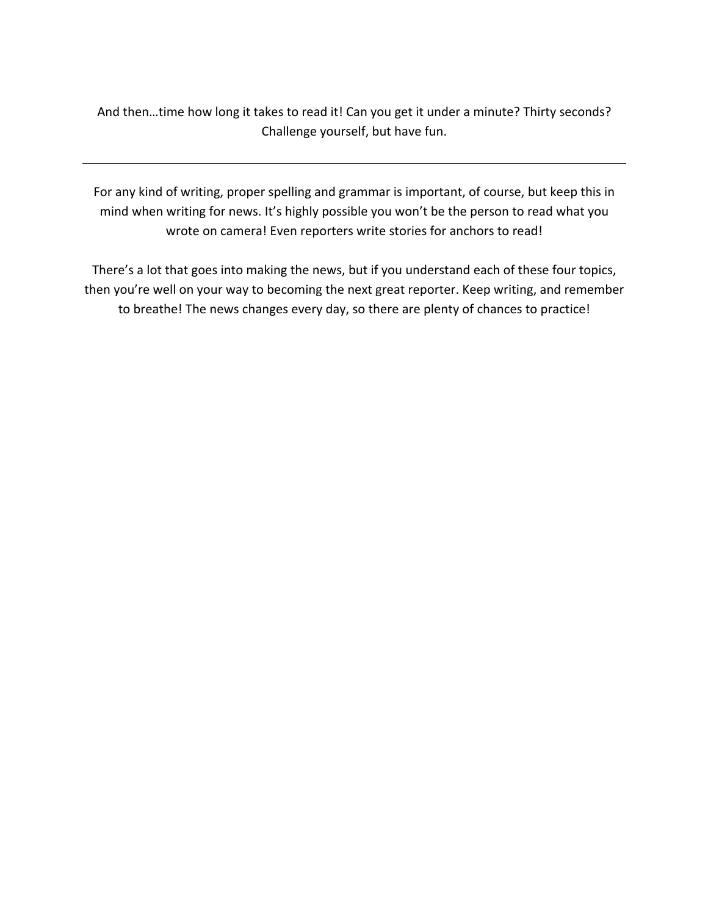And then…time how long it takes to read it! Can you get it under a minute? Thirty seconds? Challenge yourself, but have fun.

---

For any kind of writing, proper spelling and grammar is important, of course, but keep this in mind when writing for news. It's highly possible you won't be the person to read what you wrote on camera! Even reporters write stories for anchors to read!

There's a lot that goes into making the news, but if you understand each of these four topics, then you're well on your way to becoming the next great reporter. Keep writing, and remember to breathe! The news changes every day, so there are plenty of chances to practice!